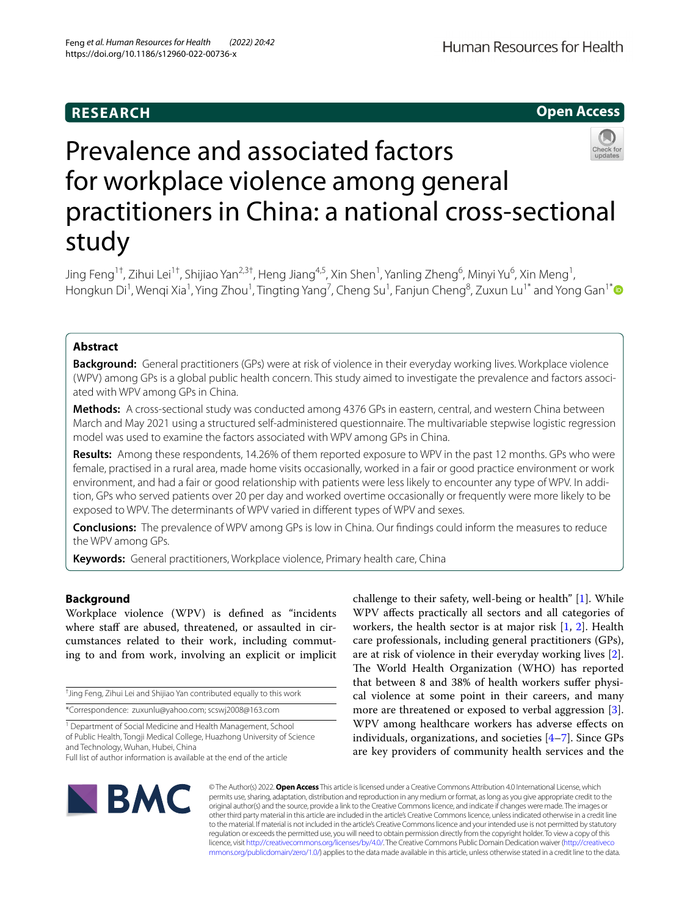RESEARCH

Open Access

# Prevalence and associated factors for workplace violence among general practitioners in China: a national cross-sectional study

Jing Feng[1†], Zihui Lei[1†], Shijiao Yan[2,3†], Heng Jiang[4,5], Xin Shen[1], Yanling Zheng[6], Minyi Yu[6], Xin Meng[1], Hongkun Di[1], Wenqi Xia[1], Ying Zhou[1], Tingting Yang[7], Cheng Su[1], Fanjun Cheng[8], Zuxun Lu[1*] and Yong Gan[1*]

## Abstract

**Background:** General practitioners (GPs) were at risk of violence in their everyday working lives. Workplace violence (WPV) among GPs is a global public health concern. This study aimed to investigate the prevalence and factors associated with WPV among GPs in China.

**Methods:** A cross-sectional study was conducted among 4376 GPs in eastern, central, and western China between March and May 2021 using a structured self-administered questionnaire. The multivariable stepwise logistic regression model was used to examine the factors associated with WPV among GPs in China.

**Results:** Among these respondents, 14.26% of them reported exposure to WPV in the past 12 months. GPs who were female, practised in a rural area, made home visits occasionally, worked in a fair or good practice environment or work environment, and had a fair or good relationship with patients were less likely to encounter any type of WPV. In addition, GPs who served patients over 20 per day and worked overtime occasionally or frequently were more likely to be exposed to WPV. The determinants of WPV varied in different types of WPV and sexes.

**Conclusions:** The prevalence of WPV among GPs is low in China. Our findings could inform the measures to reduce the WPV among GPs.

**Keywords:** General practitioners, Workplace violence, Primary health care, China

## Background

Workplace violence (WPV) is defined as "incidents where staff are abused, threatened, or assaulted in circumstances related to their work, including commuting to and from work, involving an explicit or implicit challenge to their safety, well-being or health" [1]. While WPV affects practically all sectors and all categories of workers, the health sector is at major risk [1, 2]. Health care professionals, including general practitioners (GPs), are at risk of violence in their everyday working lives [2]. The World Health Organization (WHO) has reported that between 8 and 38% of health workers suffer physical violence at some point in their careers, and many more are threatened or exposed to verbal aggression [3]. WPV among healthcare workers has adverse effects on individuals, organizations, and societies [4–7]. Since GPs are key providers of community health services and the

†Jing Feng, Zihui Lei and Shijiao Yan contributed equally to this work

*Correspondence: zuxunlu@yahoo.com; scswj2008@163.com

[1] Department of Social Medicine and Health Management, School of Public Health, Tongji Medical College, Huazhong University of Science and Technology, Wuhan, Hubei, China
Full list of author information is available at the end of the article

© The Author(s) 2022. **Open Access** This article is licensed under a Creative Commons Attribution 4.0 International License, which permits use, sharing, adaptation, distribution and reproduction in any medium or format, as long as you give appropriate credit to the original author(s) and the source, provide a link to the Creative Commons licence, and indicate if changes were made. The images or other third party material in this article are included in the article's Creative Commons licence, unless indicated otherwise in a credit line to the material. If material is not included in the article's Creative Commons licence and your intended use is not permitted by statutory regulation or exceeds the permitted use, you will need to obtain permission directly from the copyright holder. To view a copy of this licence, visit http://creativecommons.org/licenses/by/4.0/. The Creative Commons Public Domain Dedication waiver (http://creativecommons.org/publicdomain/zero/1.0/) applies to the data made available in this article, unless otherwise stated in a credit line to the data.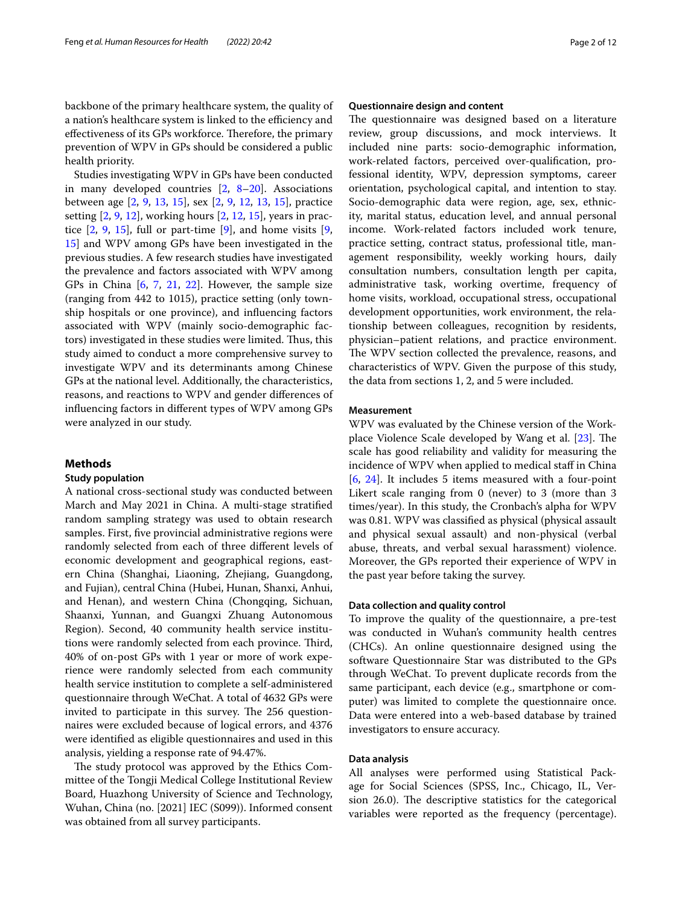backbone of the primary healthcare system, the quality of a nation's healthcare system is linked to the efficiency and effectiveness of its GPs workforce. Therefore, the primary prevention of WPV in GPs should be considered a public health priority.

Studies investigating WPV in GPs have been conducted in many developed countries [2, 8–20]. Associations between age [2, 9, 13, 15], sex [2, 9, 12, 13, 15], practice setting [2, 9, 12], working hours [2, 12, 15], years in practice [2, 9, 15], full or part-time [9], and home visits [9, 15] and WPV among GPs have been investigated in the previous studies. A few research studies have investigated the prevalence and factors associated with WPV among GPs in China [6, 7, 21, 22]. However, the sample size (ranging from 442 to 1015), practice setting (only township hospitals or one province), and influencing factors associated with WPV (mainly socio-demographic factors) investigated in these studies were limited. Thus, this study aimed to conduct a more comprehensive survey to investigate WPV and its determinants among Chinese GPs at the national level. Additionally, the characteristics, reasons, and reactions to WPV and gender differences of influencing factors in different types of WPV among GPs were analyzed in our study.

## Methods

### Study population

A national cross-sectional study was conducted between March and May 2021 in China. A multi-stage stratified random sampling strategy was used to obtain research samples. First, five provincial administrative regions were randomly selected from each of three different levels of economic development and geographical regions, eastern China (Shanghai, Liaoning, Zhejiang, Guangdong, and Fujian), central China (Hubei, Hunan, Shanxi, Anhui, and Henan), and western China (Chongqing, Sichuan, Shaanxi, Yunnan, and Guangxi Zhuang Autonomous Region). Second, 40 community health service institutions were randomly selected from each province. Third, 40% of on-post GPs with 1 year or more of work experience were randomly selected from each community health service institution to complete a self-administered questionnaire through WeChat. A total of 4632 GPs were invited to participate in this survey. The 256 questionnaires were excluded because of logical errors, and 4376 were identified as eligible questionnaires and used in this analysis, yielding a response rate of 94.47%.

The study protocol was approved by the Ethics Committee of the Tongji Medical College Institutional Review Board, Huazhong University of Science and Technology, Wuhan, China (no. [2021] IEC (S099)). Informed consent was obtained from all survey participants.

### Questionnaire design and content

The questionnaire was designed based on a literature review, group discussions, and mock interviews. It included nine parts: socio-demographic information, work-related factors, perceived over-qualification, professional identity, WPV, depression symptoms, career orientation, psychological capital, and intention to stay. Socio-demographic data were region, age, sex, ethnicity, marital status, education level, and annual personal income. Work-related factors included work tenure, practice setting, contract status, professional title, management responsibility, weekly working hours, daily consultation numbers, consultation length per capita, administrative task, working overtime, frequency of home visits, workload, occupational stress, occupational development opportunities, work environment, the relationship between colleagues, recognition by residents, physician–patient relations, and practice environment. The WPV section collected the prevalence, reasons, and characteristics of WPV. Given the purpose of this study, the data from sections 1, 2, and 5 were included.

### Measurement

WPV was evaluated by the Chinese version of the Workplace Violence Scale developed by Wang et al. [23]. The scale has good reliability and validity for measuring the incidence of WPV when applied to medical staff in China [6, 24]. It includes 5 items measured with a four-point Likert scale ranging from 0 (never) to 3 (more than 3 times/year). In this study, the Cronbach's alpha for WPV was 0.81. WPV was classified as physical (physical assault and physical sexual assault) and non-physical (verbal abuse, threats, and verbal sexual harassment) violence. Moreover, the GPs reported their experience of WPV in the past year before taking the survey.

### Data collection and quality control

To improve the quality of the questionnaire, a pre-test was conducted in Wuhan's community health centres (CHCs). An online questionnaire designed using the software Questionnaire Star was distributed to the GPs through WeChat. To prevent duplicate records from the same participant, each device (e.g., smartphone or computer) was limited to complete the questionnaire once. Data were entered into a web-based database by trained investigators to ensure accuracy.

### Data analysis

All analyses were performed using Statistical Package for Social Sciences (SPSS, Inc., Chicago, IL, Version 26.0). The descriptive statistics for the categorical variables were reported as the frequency (percentage).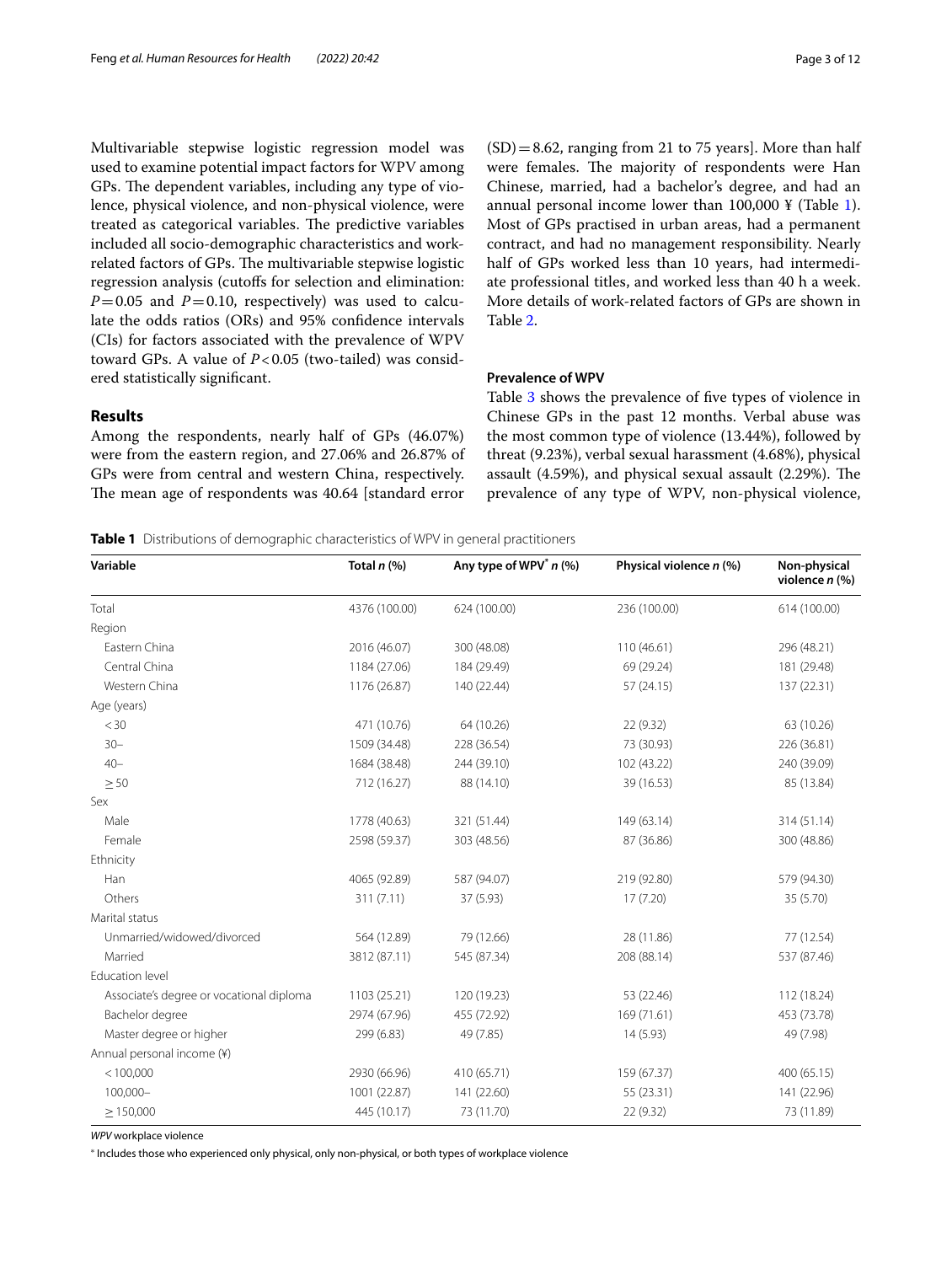Multivariable stepwise logistic regression model was used to examine potential impact factors for WPV among GPs. The dependent variables, including any type of violence, physical violence, and non-physical violence, were treated as categorical variables. The predictive variables included all socio-demographic characteristics and work-related factors of GPs. The multivariable stepwise logistic regression analysis (cutoffs for selection and elimination: $P=0.05$ and $P=0.10$, respectively) was used to calculate the odds ratios (ORs) and 95% confidence intervals (CIs) for factors associated with the prevalence of WPV toward GPs. A value of $P<0.05$ (two-tailed) was considered statistically significant.

## Results

Among the respondents, nearly half of GPs (46.07%) were from the eastern region, and 27.06% and 26.87% of GPs were from central and western China, respectively. The mean age of respondents was 40.64 [standard error (SD) = 8.62, ranging from 21 to 75 years]. More than half were females. The majority of respondents were Han Chinese, married, had a bachelor's degree, and had an annual personal income lower than 100,000 ¥ (Table 1). Most of GPs practised in urban areas, had a permanent contract, and had no management responsibility. Nearly half of GPs worked less than 10 years, had intermediate professional titles, and worked less than 40 h a week. More details of work-related factors of GPs are shown in Table 2.

### Prevalence of WPV

Table 3 shows the prevalence of five types of violence in Chinese GPs in the past 12 months. Verbal abuse was the most common type of violence (13.44%), followed by threat (9.23%), verbal sexual harassment (4.68%), physical assault (4.59%), and physical sexual assault (2.29%). The prevalence of any type of WPV, non-physical violence,

**Table 1** Distributions of demographic characteristics of WPV in general practitioners

| Variable | Total *n* (%) | Any type of WPV* *n* (%) | Physical violence *n* (%) | Non-physical violence *n* (%) |
|---|---|---|---|---|
| Total | 4376 (100.00) | 624 (100.00) | 236 (100.00) | 614 (100.00) |
| Region | | | | |
| Eastern China | 2016 (46.07) | 300 (48.08) | 110 (46.61) | 296 (48.21) |
| Central China | 1184 (27.06) | 184 (29.49) | 69 (29.24) | 181 (29.48) |
| Western China | 1176 (26.87) | 140 (22.44) | 57 (24.15) | 137 (22.31) |
| Age (years) | | | | |
| < 30 | 471 (10.76) | 64 (10.26) | 22 (9.32) | 63 (10.26) |
| 30– | 1509 (34.48) | 228 (36.54) | 73 (30.93) | 226 (36.81) |
| 40– | 1684 (38.48) | 244 (39.10) | 102 (43.22) | 240 (39.09) |
| ≥ 50 | 712 (16.27) | 88 (14.10) | 39 (16.53) | 85 (13.84) |
| Sex | | | | |
| Male | 1778 (40.63) | 321 (51.44) | 149 (63.14) | 314 (51.14) |
| Female | 2598 (59.37) | 303 (48.56) | 87 (36.86) | 300 (48.86) |
| Ethnicity | | | | |
| Han | 4065 (92.89) | 587 (94.07) | 219 (92.80) | 579 (94.30) |
| Others | 311 (7.11) | 37 (5.93) | 17 (7.20) | 35 (5.70) |
| Marital status | | | | |
| Unmarried/widowed/divorced | 564 (12.89) | 79 (12.66) | 28 (11.86) | 77 (12.54) |
| Married | 3812 (87.11) | 545 (87.34) | 208 (88.14) | 537 (87.46) |
| Education level | | | | |
| Associate's degree or vocational diploma | 1103 (25.21) | 120 (19.23) | 53 (22.46) | 112 (18.24) |
| Bachelor degree | 2974 (67.96) | 455 (72.92) | 169 (71.61) | 453 (73.78) |
| Master degree or higher | 299 (6.83) | 49 (7.85) | 14 (5.93) | 49 (7.98) |
| Annual personal income (¥) | | | | |
| < 100,000 | 2930 (66.96) | 410 (65.71) | 159 (67.37) | 400 (65.15) |
| 100,000– | 1001 (22.87) | 141 (22.60) | 55 (23.31) | 141 (22.96) |
| ≥ 150,000 | 445 (10.17) | 73 (11.70) | 22 (9.32) | 73 (11.89) |

*WPV* workplace violence

\* Includes those who experienced only physical, only non-physical, or both types of workplace violence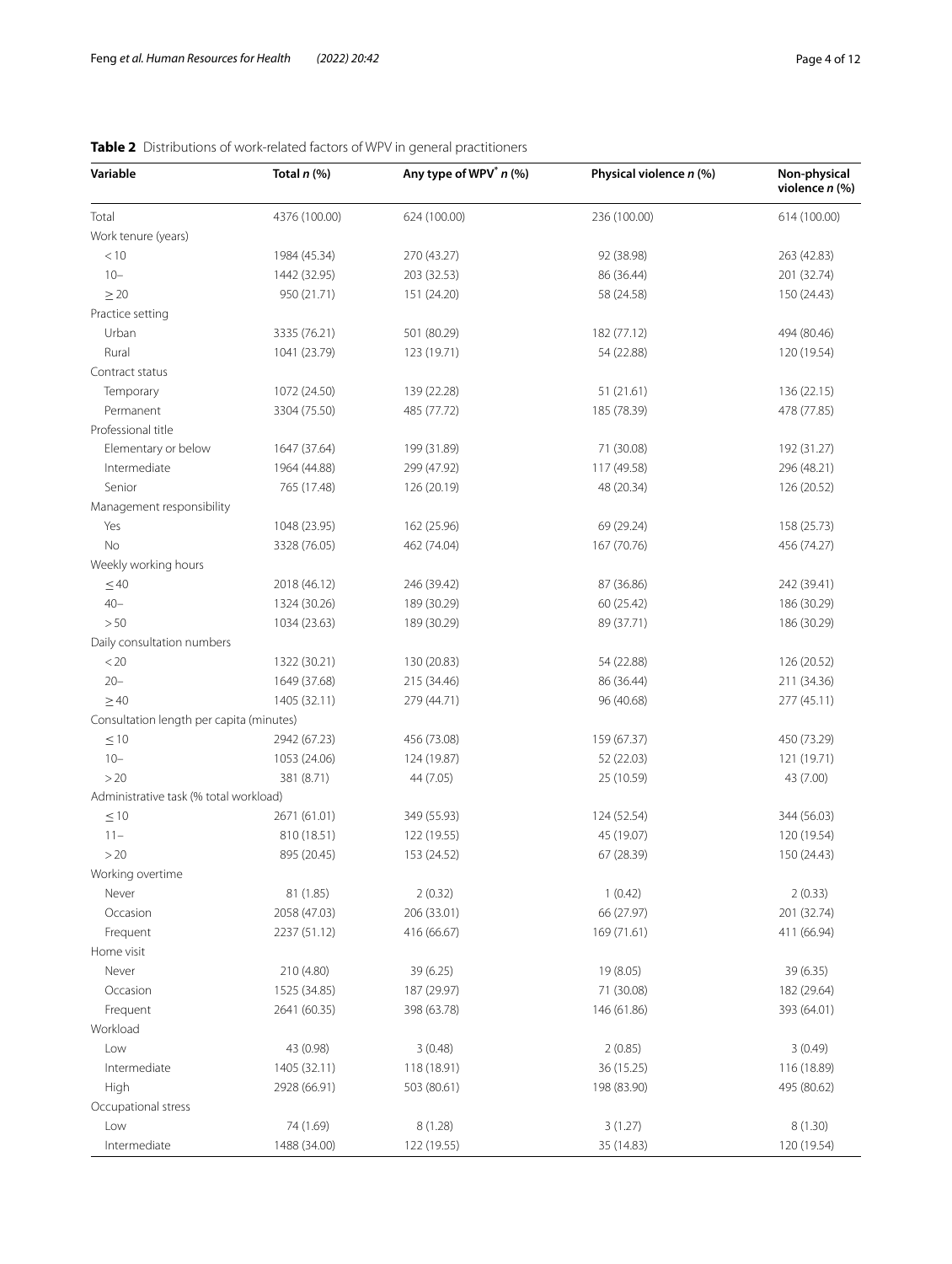**Table 2** Distributions of work-related factors of WPV in general practitioners

| Variable | Total *n* (%) | Any type of WPV[*] *n* (%) | Physical violence *n* (%) | Non-physical violence *n* (%) |
|---|---|---|---|---|
| Total | 4376 (100.00) | 624 (100.00) | 236 (100.00) | 614 (100.00) |
| Work tenure (years) | | | | |
| < 10 | 1984 (45.34) | 270 (43.27) | 92 (38.98) | 263 (42.83) |
| 10– | 1442 (32.95) | 203 (32.53) | 86 (36.44) | 201 (32.74) |
| ≥ 20 | 950 (21.71) | 151 (24.20) | 58 (24.58) | 150 (24.43) |
| Practice setting | | | | |
| Urban | 3335 (76.21) | 501 (80.29) | 182 (77.12) | 494 (80.46) |
| Rural | 1041 (23.79) | 123 (19.71) | 54 (22.88) | 120 (19.54) |
| Contract status | | | | |
| Temporary | 1072 (24.50) | 139 (22.28) | 51 (21.61) | 136 (22.15) |
| Permanent | 3304 (75.50) | 485 (77.72) | 185 (78.39) | 478 (77.85) |
| Professional title | | | | |
| Elementary or below | 1647 (37.64) | 199 (31.89) | 71 (30.08) | 192 (31.27) |
| Intermediate | 1964 (44.88) | 299 (47.92) | 117 (49.58) | 296 (48.21) |
| Senior | 765 (17.48) | 126 (20.19) | 48 (20.34) | 126 (20.52) |
| Management responsibility | | | | |
| Yes | 1048 (23.95) | 162 (25.96) | 69 (29.24) | 158 (25.73) |
| No | 3328 (76.05) | 462 (74.04) | 167 (70.76) | 456 (74.27) |
| Weekly working hours | | | | |
| ≤ 40 | 2018 (46.12) | 246 (39.42) | 87 (36.86) | 242 (39.41) |
| 40– | 1324 (30.26) | 189 (30.29) | 60 (25.42) | 186 (30.29) |
| > 50 | 1034 (23.63) | 189 (30.29) | 89 (37.71) | 186 (30.29) |
| Daily consultation numbers | | | | |
| < 20 | 1322 (30.21) | 130 (20.83) | 54 (22.88) | 126 (20.52) |
| 20– | 1649 (37.68) | 215 (34.46) | 86 (36.44) | 211 (34.36) |
| ≥ 40 | 1405 (32.11) | 279 (44.71) | 96 (40.68) | 277 (45.11) |
| Consultation length per capita (minutes) | | | | |
| ≤ 10 | 2942 (67.23) | 456 (73.08) | 159 (67.37) | 450 (73.29) |
| 10– | 1053 (24.06) | 124 (19.87) | 52 (22.03) | 121 (19.71) |
| > 20 | 381 (8.71) | 44 (7.05) | 25 (10.59) | 43 (7.00) |
| Administrative task (% total workload) | | | | |
| ≤ 10 | 2671 (61.01) | 349 (55.93) | 124 (52.54) | 344 (56.03) |
| 11– | 810 (18.51) | 122 (19.55) | 45 (19.07) | 120 (19.54) |
| > 20 | 895 (20.45) | 153 (24.52) | 67 (28.39) | 150 (24.43) |
| Working overtime | | | | |
| Never | 81 (1.85) | 2 (0.32) | 1 (0.42) | 2 (0.33) |
| Occasion | 2058 (47.03) | 206 (33.01) | 66 (27.97) | 201 (32.74) |
| Frequent | 2237 (51.12) | 416 (66.67) | 169 (71.61) | 411 (66.94) |
| Home visit | | | | |
| Never | 210 (4.80) | 39 (6.25) | 19 (8.05) | 39 (6.35) |
| Occasion | 1525 (34.85) | 187 (29.97) | 71 (30.08) | 182 (29.64) |
| Frequent | 2641 (60.35) | 398 (63.78) | 146 (61.86) | 393 (64.01) |
| Workload | | | | |
| Low | 43 (0.98) | 3 (0.48) | 2 (0.85) | 3 (0.49) |
| Intermediate | 1405 (32.11) | 118 (18.91) | 36 (15.25) | 116 (18.89) |
| High | 2928 (66.91) | 503 (80.61) | 198 (83.90) | 495 (80.62) |
| Occupational stress | | | | |
| Low | 74 (1.69) | 8 (1.28) | 3 (1.27) | 8 (1.30) |
| Intermediate | 1488 (34.00) | 122 (19.55) | 35 (14.83) | 120 (19.54) |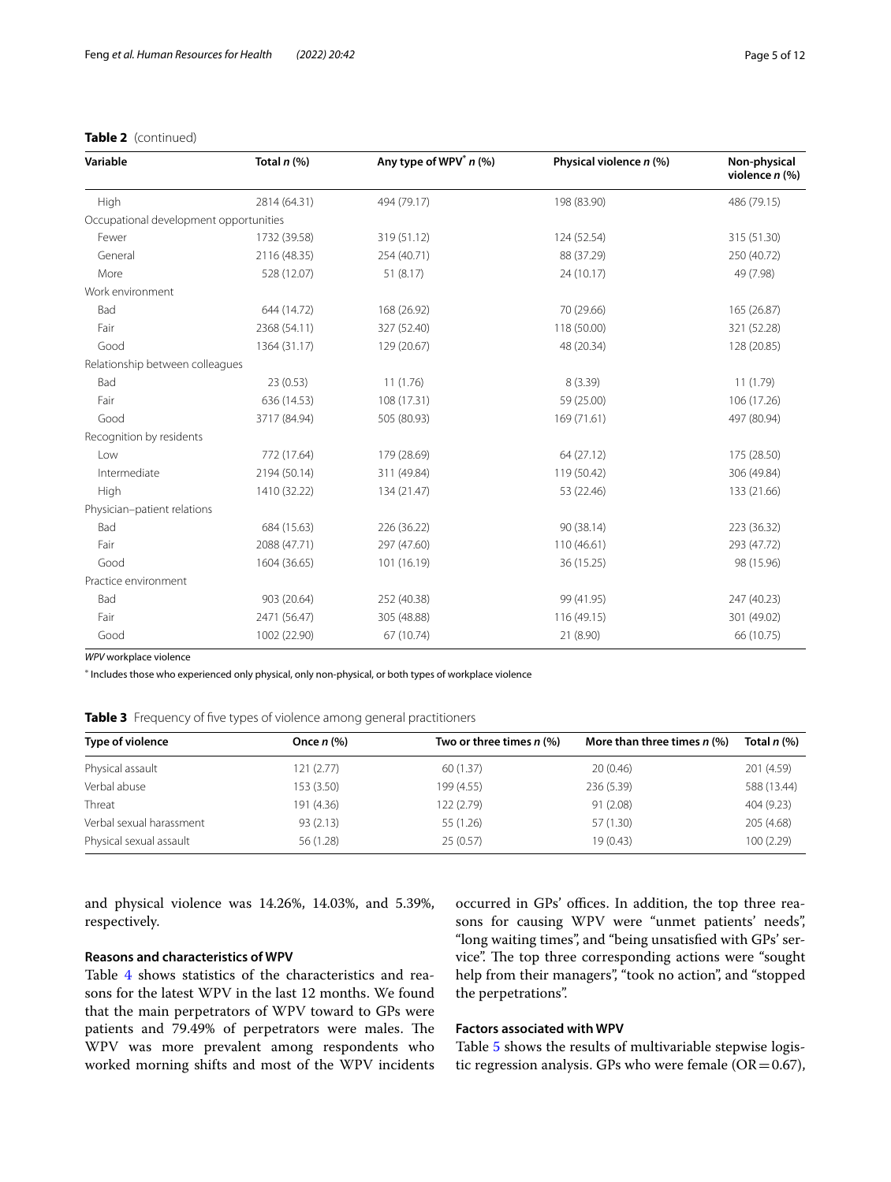**Table 2** (continued)

| Variable | Total *n* (%) | Any type of WPV[*] *n* (%) | Physical violence *n* (%) | Non-physical violence *n* (%) |
|---|---|---|---|---|
| High | 2814 (64.31) | 494 (79.17) | 198 (83.90) | 486 (79.15) |
| Occupational development opportunities | | | | |
| Fewer | 1732 (39.58) | 319 (51.12) | 124 (52.54) | 315 (51.30) |
| General | 2116 (48.35) | 254 (40.71) | 88 (37.29) | 250 (40.72) |
| More | 528 (12.07) | 51 (8.17) | 24 (10.17) | 49 (7.98) |
| Work environment | | | | |
| Bad | 644 (14.72) | 168 (26.92) | 70 (29.66) | 165 (26.87) |
| Fair | 2368 (54.11) | 327 (52.40) | 118 (50.00) | 321 (52.28) |
| Good | 1364 (31.17) | 129 (20.67) | 48 (20.34) | 128 (20.85) |
| Relationship between colleagues | | | | |
| Bad | 23 (0.53) | 11 (1.76) | 8 (3.39) | 11 (1.79) |
| Fair | 636 (14.53) | 108 (17.31) | 59 (25.00) | 106 (17.26) |
| Good | 3717 (84.94) | 505 (80.93) | 169 (71.61) | 497 (80.94) |
| Recognition by residents | | | | |
| Low | 772 (17.64) | 179 (28.69) | 64 (27.12) | 175 (28.50) |
| Intermediate | 2194 (50.14) | 311 (49.84) | 119 (50.42) | 306 (49.84) |
| High | 1410 (32.22) | 134 (21.47) | 53 (22.46) | 133 (21.66) |
| Physician–patient relations | | | | |
| Bad | 684 (15.63) | 226 (36.22) | 90 (38.14) | 223 (36.32) |
| Fair | 2088 (47.71) | 297 (47.60) | 110 (46.61) | 293 (47.72) |
| Good | 1604 (36.65) | 101 (16.19) | 36 (15.25) | 98 (15.96) |
| Practice environment | | | | |
| Bad | 903 (20.64) | 252 (40.38) | 99 (41.95) | 247 (40.23) |
| Fair | 2471 (56.47) | 305 (48.88) | 116 (49.15) | 301 (49.02) |
| Good | 1002 (22.90) | 67 (10.74) | 21 (8.90) | 66 (10.75) |

*WPV* workplace violence

[*] Includes those who experienced only physical, only non-physical, or both types of workplace violence

**Table 3** Frequency of five types of violence among general practitioners

| Type of violence | Once *n* (%) | Two or three times *n* (%) | More than three times *n* (%) | Total *n* (%) |
|---|---|---|---|---|
| Physical assault | 121 (2.77) | 60 (1.37) | 20 (0.46) | 201 (4.59) |
| Verbal abuse | 153 (3.50) | 199 (4.55) | 236 (5.39) | 588 (13.44) |
| Threat | 191 (4.36) | 122 (2.79) | 91 (2.08) | 404 (9.23) |
| Verbal sexual harassment | 93 (2.13) | 55 (1.26) | 57 (1.30) | 205 (4.68) |
| Physical sexual assault | 56 (1.28) | 25 (0.57) | 19 (0.43) | 100 (2.29) |

and physical violence was 14.26%, 14.03%, and 5.39%, respectively.

### Reasons and characteristics of WPV

Table 4 shows statistics of the characteristics and reasons for the latest WPV in the last 12 months. We found that the main perpetrators of WPV toward to GPs were patients and 79.49% of perpetrators were males. The WPV was more prevalent among respondents who worked morning shifts and most of the WPV incidents occurred in GPs' offices. In addition, the top three reasons for causing WPV were "unmet patients' needs", "long waiting times", and "being unsatisfied with GPs' service". The top three corresponding actions were "sought help from their managers", "took no action", and "stopped the perpetrations".

### Factors associated with WPV

Table 5 shows the results of multivariable stepwise logistic regression analysis. GPs who were female (OR = 0.67),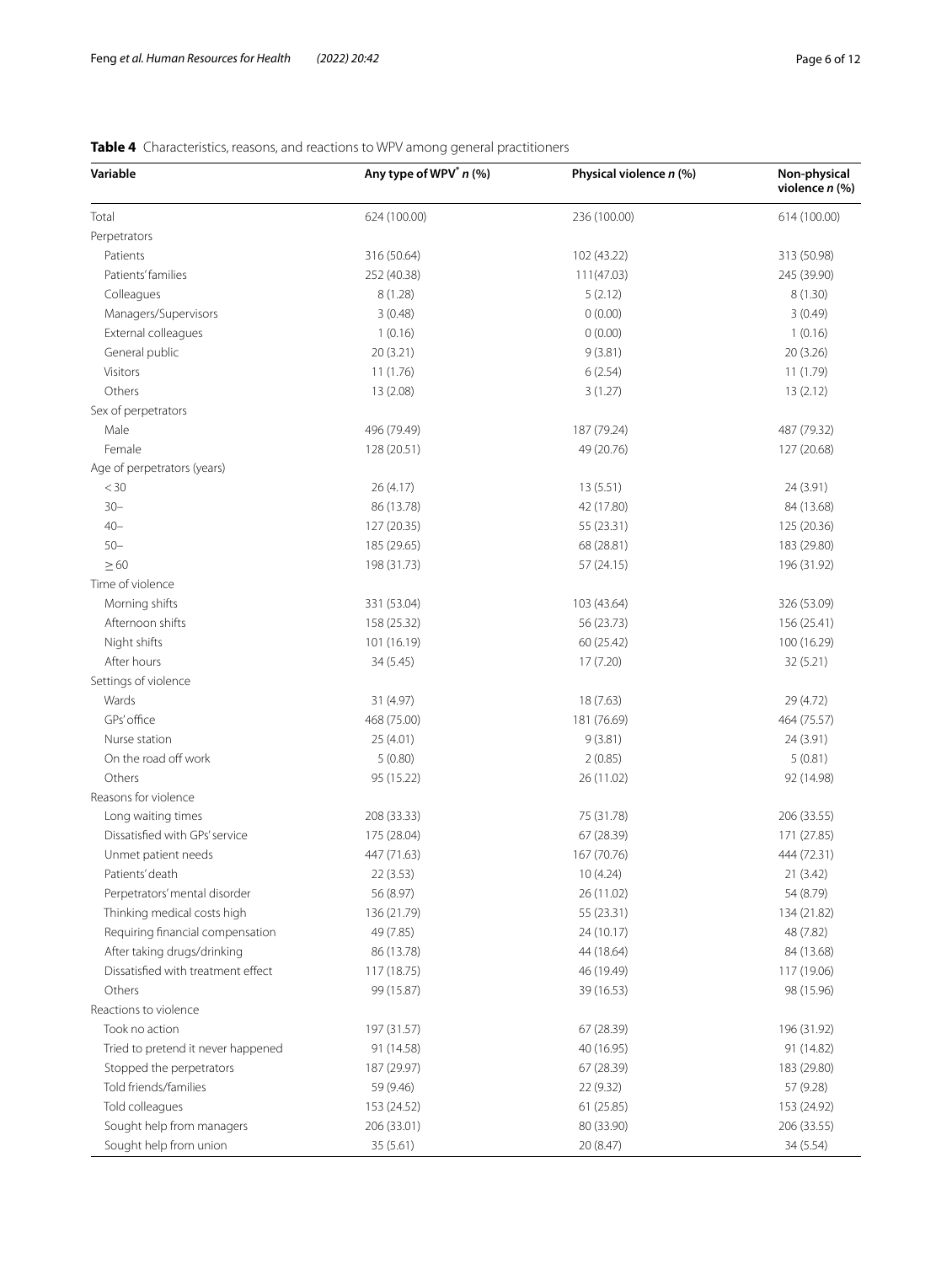**Table 4** Characteristics, reasons, and reactions to WPV among general practitioners

| Variable | Any type of WPV[*] *n* (%) | Physical violence *n* (%) | Non-physical violence *n* (%) |
|---|---|---|---|
| Total | 624 (100.00) | 236 (100.00) | 614 (100.00) |
| Perpetrators | | | |
| Patients | 316 (50.64) | 102 (43.22) | 313 (50.98) |
| Patients' families | 252 (40.38) | 111(47.03) | 245 (39.90) |
| Colleagues | 8 (1.28) | 5 (2.12) | 8 (1.30) |
| Managers/Supervisors | 3 (0.48) | 0 (0.00) | 3 (0.49) |
| External colleagues | 1 (0.16) | 0 (0.00) | 1 (0.16) |
| General public | 20 (3.21) | 9 (3.81) | 20 (3.26) |
| Visitors | 11 (1.76) | 6 (2.54) | 11 (1.79) |
| Others | 13 (2.08) | 3 (1.27) | 13 (2.12) |
| Sex of perpetrators | | | |
| Male | 496 (79.49) | 187 (79.24) | 487 (79.32) |
| Female | 128 (20.51) | 49 (20.76) | 127 (20.68) |
| Age of perpetrators (years) | | | |
| < 30 | 26 (4.17) | 13 (5.51) | 24 (3.91) |
| 30– | 86 (13.78) | 42 (17.80) | 84 (13.68) |
| 40– | 127 (20.35) | 55 (23.31) | 125 (20.36) |
| 50– | 185 (29.65) | 68 (28.81) | 183 (29.80) |
| ≥ 60 | 198 (31.73) | 57 (24.15) | 196 (31.92) |
| Time of violence | | | |
| Morning shifts | 331 (53.04) | 103 (43.64) | 326 (53.09) |
| Afternoon shifts | 158 (25.32) | 56 (23.73) | 156 (25.41) |
| Night shifts | 101 (16.19) | 60 (25.42) | 100 (16.29) |
| After hours | 34 (5.45) | 17 (7.20) | 32 (5.21) |
| Settings of violence | | | |
| Wards | 31 (4.97) | 18 (7.63) | 29 (4.72) |
| GPs' office | 468 (75.00) | 181 (76.69) | 464 (75.57) |
| Nurse station | 25 (4.01) | 9 (3.81) | 24 (3.91) |
| On the road off work | 5 (0.80) | 2 (0.85) | 5 (0.81) |
| Others | 95 (15.22) | 26 (11.02) | 92 (14.98) |
| Reasons for violence | | | |
| Long waiting times | 208 (33.33) | 75 (31.78) | 206 (33.55) |
| Dissatisfied with GPs' service | 175 (28.04) | 67 (28.39) | 171 (27.85) |
| Unmet patient needs | 447 (71.63) | 167 (70.76) | 444 (72.31) |
| Patients' death | 22 (3.53) | 10 (4.24) | 21 (3.42) |
| Perpetrators' mental disorder | 56 (8.97) | 26 (11.02) | 54 (8.79) |
| Thinking medical costs high | 136 (21.79) | 55 (23.31) | 134 (21.82) |
| Requiring financial compensation | 49 (7.85) | 24 (10.17) | 48 (7.82) |
| After taking drugs/drinking | 86 (13.78) | 44 (18.64) | 84 (13.68) |
| Dissatisfied with treatment effect | 117 (18.75) | 46 (19.49) | 117 (19.06) |
| Others | 99 (15.87) | 39 (16.53) | 98 (15.96) |
| Reactions to violence | | | |
| Took no action | 197 (31.57) | 67 (28.39) | 196 (31.92) |
| Tried to pretend it never happened | 91 (14.58) | 40 (16.95) | 91 (14.82) |
| Stopped the perpetrators | 187 (29.97) | 67 (28.39) | 183 (29.80) |
| Told friends/families | 59 (9.46) | 22 (9.32) | 57 (9.28) |
| Told colleagues | 153 (24.52) | 61 (25.85) | 153 (24.92) |
| Sought help from managers | 206 (33.01) | 80 (33.90) | 206 (33.55) |
| Sought help from union | 35 (5.61) | 20 (8.47) | 34 (5.54) |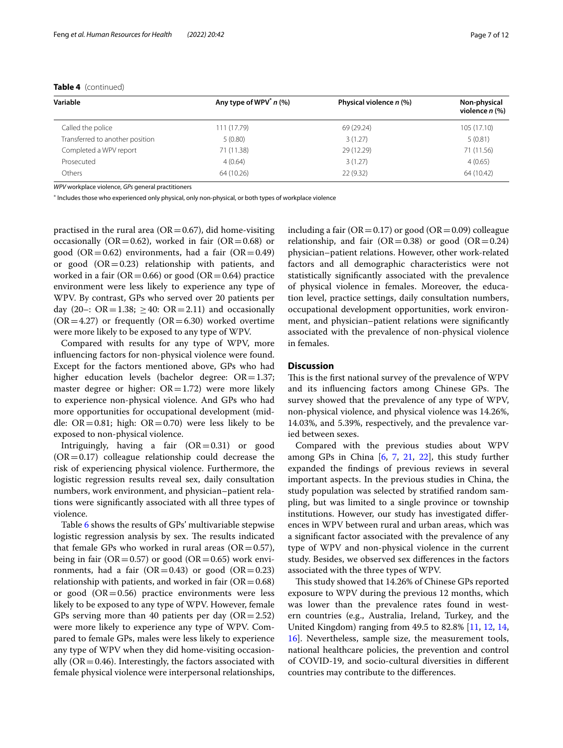**Table 4** (continued)

| Variable | Any type of WPV* n (%) | Physical violence n (%) | Non-physical violence n (%) |
|---|---|---|---|
| Called the police | 111 (17.79) | 69 (29.24) | 105 (17.10) |
| Transferred to another position | 5 (0.80) | 3 (1.27) | 5 (0.81) |
| Completed a WPV report | 71 (11.38) | 29 (12.29) | 71 (11.56) |
| Prosecuted | 4 (0.64) | 3 (1.27) | 4 (0.65) |
| Others | 64 (10.26) | 22 (9.32) | 64 (10.42) |

*WPV* workplace violence, *GPs* general practitioners

* Includes those who experienced only physical, only non-physical, or both types of workplace violence

practised in the rural area (OR = 0.67), did home-visiting occasionally (OR = 0.62), worked in fair (OR = 0.68) or good (OR = 0.62) environments, had a fair (OR = 0.49) or good (OR = 0.23) relationship with patients, and worked in a fair (OR = 0.66) or good (OR = 0.64) practice environment were less likely to experience any type of WPV. By contrast, GPs who served over 20 patients per day (20–: OR = 1.38; ≥ 40: OR = 2.11) and occasionally (OR = 4.27) or frequently (OR = 6.30) worked overtime were more likely to be exposed to any type of WPV.

Compared with results for any type of WPV, more influencing factors for non-physical violence were found. Except for the factors mentioned above, GPs who had higher education levels (bachelor degree: OR = 1.37; master degree or higher: OR = 1.72) were more likely to experience non-physical violence. And GPs who had more opportunities for occupational development (middle: OR = 0.81; high: OR = 0.70) were less likely to be exposed to non-physical violence.

Intriguingly, having a fair (OR = 0.31) or good (OR = 0.17) colleague relationship could decrease the risk of experiencing physical violence. Furthermore, the logistic regression results reveal sex, daily consultation numbers, work environment, and physician–patient relations were significantly associated with all three types of violence.

Table 6 shows the results of GPs' multivariable stepwise logistic regression analysis by sex. The results indicated that female GPs who worked in rural areas (OR = 0.57), being in fair (OR = 0.57) or good (OR = 0.65) work environments, had a fair (OR = 0.43) or good (OR = 0.23) relationship with patients, and worked in fair (OR = 0.68) or good (OR = 0.56) practice environments were less likely to be exposed to any type of WPV. However, female GPs serving more than 40 patients per day (OR = 2.52) were more likely to experience any type of WPV. Compared to female GPs, males were less likely to experience any type of WPV when they did home-visiting occasionally (OR = 0.46). Interestingly, the factors associated with female physical violence were interpersonal relationships, including a fair (OR = 0.17) or good (OR = 0.09) colleague relationship, and fair (OR = 0.38) or good (OR = 0.24) physician–patient relations. However, other work-related factors and all demographic characteristics were not statistically significantly associated with the prevalence of physical violence in females. Moreover, the education level, practice settings, daily consultation numbers, occupational development opportunities, work environment, and physician–patient relations were significantly associated with the prevalence of non-physical violence in females.

## Discussion

This is the first national survey of the prevalence of WPV and its influencing factors among Chinese GPs. The survey showed that the prevalence of any type of WPV, non-physical violence, and physical violence was 14.26%, 14.03%, and 5.39%, respectively, and the prevalence varied between sexes.

Compared with the previous studies about WPV among GPs in China [6, 7, 21, 22], this study further expanded the findings of previous reviews in several important aspects. In the previous studies in China, the study population was selected by stratified random sampling, but was limited to a single province or township institutions. However, our study has investigated differences in WPV between rural and urban areas, which was a significant factor associated with the prevalence of any type of WPV and non-physical violence in the current study. Besides, we observed sex differences in the factors associated with the three types of WPV.

This study showed that 14.26% of Chinese GPs reported exposure to WPV during the previous 12 months, which was lower than the prevalence rates found in western countries (e.g., Australia, Ireland, Turkey, and the United Kingdom) ranging from 49.5 to 82.8% [11, 12, 14, 16]. Nevertheless, sample size, the measurement tools, national healthcare policies, the prevention and control of COVID-19, and socio-cultural diversities in different countries may contribute to the differences.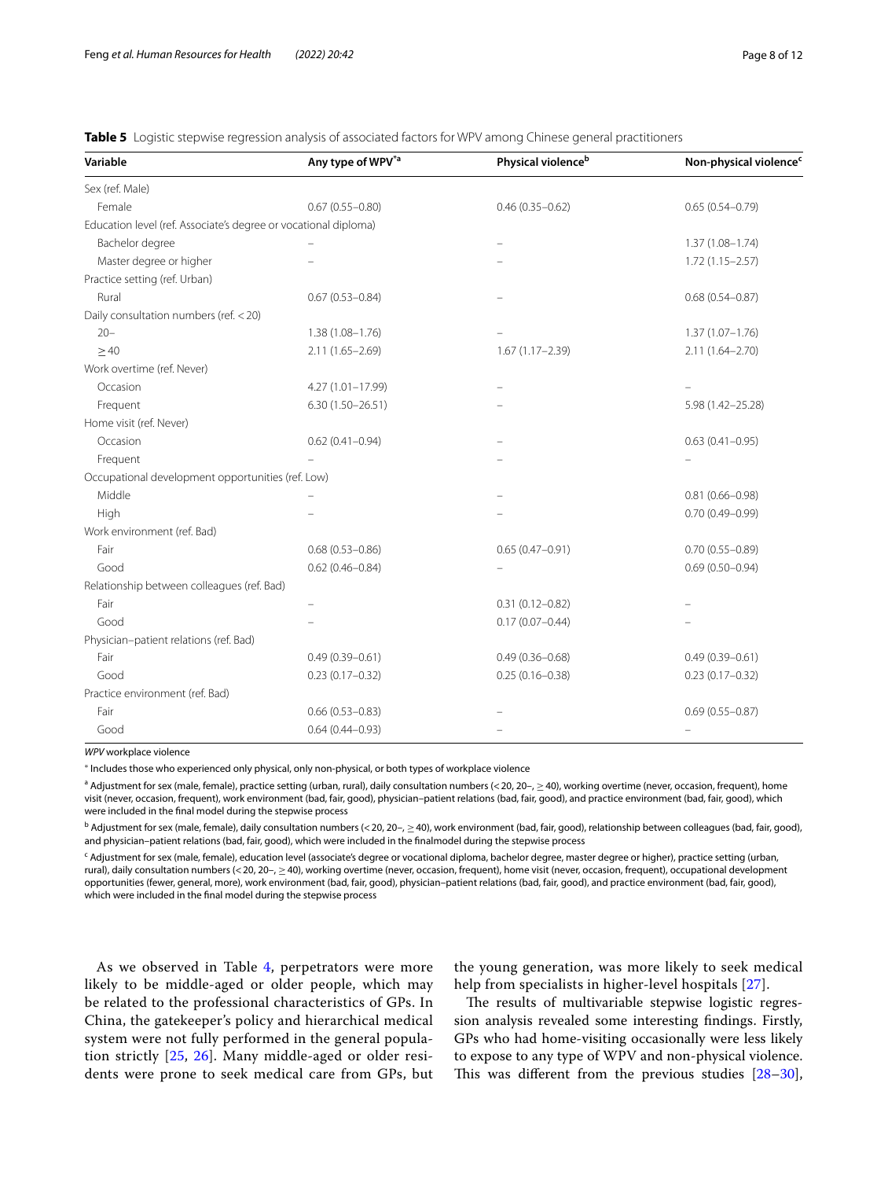**Table 5** Logistic stepwise regression analysis of associated factors for WPV among Chinese general practitioners

| Variable | Any type of WPV*[a] | Physical violence[b] | Non-physical violence[c] |
|---|---|---|---|
| Sex (ref. Male) | | | |
| Female | 0.67 (0.55–0.80) | 0.46 (0.35–0.62) | 0.65 (0.54–0.79) |
| Education level (ref. Associate's degree or vocational diploma) | | | |
| Bachelor degree | – | – | 1.37 (1.08–1.74) |
| Master degree or higher | – | – | 1.72 (1.15–2.57) |
| Practice setting (ref. Urban) | | | |
| Rural | 0.67 (0.53–0.84) | – | 0.68 (0.54–0.87) |
| Daily consultation numbers (ref. < 20) | | | |
| 20– | 1.38 (1.08–1.76) | – | 1.37 (1.07–1.76) |
| ≥ 40 | 2.11 (1.65–2.69) | 1.67 (1.17–2.39) | 2.11 (1.64–2.70) |
| Work overtime (ref. Never) | | | |
| Occasion | 4.27 (1.01–17.99) | – | – |
| Frequent | 6.30 (1.50–26.51) | – | 5.98 (1.42–25.28) |
| Home visit (ref. Never) | | | |
| Occasion | 0.62 (0.41–0.94) | – | 0.63 (0.41–0.95) |
| Frequent | – | – | – |
| Occupational development opportunities (ref. Low) | | | |
| Middle | – | – | 0.81 (0.66–0.98) |
| High | – | – | 0.70 (0.49–0.99) |
| Work environment (ref. Bad) | | | |
| Fair | 0.68 (0.53–0.86) | 0.65 (0.47–0.91) | 0.70 (0.55–0.89) |
| Good | 0.62 (0.46–0.84) | – | 0.69 (0.50–0.94) |
| Relationship between colleagues (ref. Bad) | | | |
| Fair | – | 0.31 (0.12–0.82) | – |
| Good | – | 0.17 (0.07–0.44) | – |
| Physician–patient relations (ref. Bad) | | | |
| Fair | 0.49 (0.39–0.61) | 0.49 (0.36–0.68) | 0.49 (0.39–0.61) |
| Good | 0.23 (0.17–0.32) | 0.25 (0.16–0.38) | 0.23 (0.17–0.32) |
| Practice environment (ref. Bad) | | | |
| Fair | 0.66 (0.53–0.83) | – | 0.69 (0.55–0.87) |
| Good | 0.64 (0.44–0.93) | – | – |

*WPV* workplace violence

* Includes those who experienced only physical, only non-physical, or both types of workplace violence

[a] Adjustment for sex (male, female), practice setting (urban, rural), daily consultation numbers (< 20, 20–, ≥ 40), working overtime (never, occasion, frequent), home visit (never, occasion, frequent), work environment (bad, fair, good), physician–patient relations (bad, fair, good), and practice environment (bad, fair, good), which were included in the final model during the stepwise process

[b] Adjustment for sex (male, female), daily consultation numbers (< 20, 20–, ≥ 40), work environment (bad, fair, good), relationship between colleagues (bad, fair, good), and physician–patient relations (bad, fair, good), which were included in the finalmodel during the stepwise process

[c] Adjustment for sex (male, female), education level (associate's degree or vocational diploma, bachelor degree, master degree or higher), practice setting (urban, rural), daily consultation numbers (< 20, 20–, ≥ 40), working overtime (never, occasion, frequent), home visit (never, occasion, frequent), occupational development opportunities (fewer, general, more), work environment (bad, fair, good), physician–patient relations (bad, fair, good), and practice environment (bad, fair, good), which were included in the final model during the stepwise process

As we observed in Table 4, perpetrators were more likely to be middle-aged or older people, which may be related to the professional characteristics of GPs. In China, the gatekeeper's policy and hierarchical medical system were not fully performed in the general population strictly [25, 26]. Many middle-aged or older residents were prone to seek medical care from GPs, but the young generation, was more likely to seek medical help from specialists in higher-level hospitals [27].

The results of multivariable stepwise logistic regression analysis revealed some interesting findings. Firstly, GPs who had home-visiting occasionally were less likely to expose to any type of WPV and non-physical violence. This was different from the previous studies [28–30],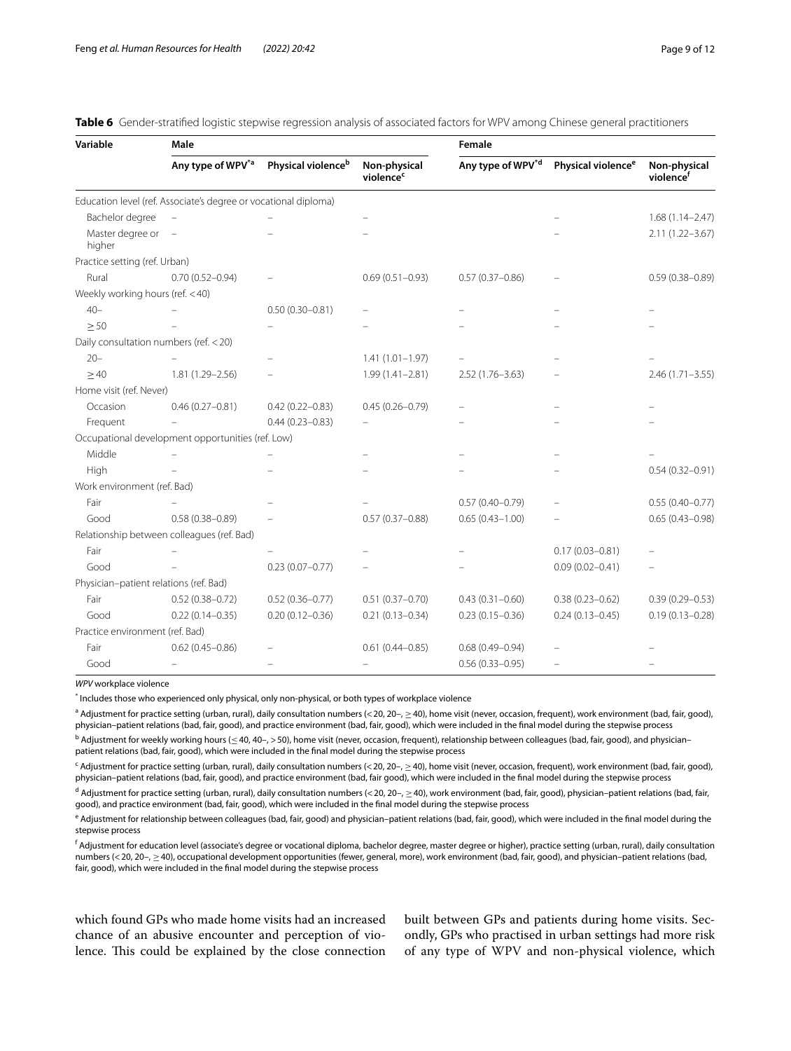**Table 6** Gender-stratified logistic stepwise regression analysis of associated factors for WPV among Chinese general practitioners

| Variable | Male | | | Female | | |
|---|---|---|---|---|---|---|
| | Any type of WPV[*a] | Physical violence[b] | Non-physical violence[c] | Any type of WPV[*d] | Physical violence[e] | Non-physical violence[f] |
| Education level (ref. Associate's degree or vocational diploma) | | | | | | |
| Bachelor degree | – | – | – | | – | 1.68 (1.14–2.47) |
| Master degree or higher | – | – | – | | – | 2.11 (1.22–3.67) |
| Practice setting (ref. Urban) | | | | | | |
| Rural | 0.70 (0.52–0.94) | – | 0.69 (0.51–0.93) | 0.57 (0.37–0.86) | – | 0.59 (0.38–0.89) |
| Weekly working hours (ref. < 40) | | | | | | |
| 40– | – | 0.50 (0.30–0.81) | – | – | – | – |
| ≥ 50 | – | – | – | – | – | – |
| Daily consultation numbers (ref. < 20) | | | | | | |
| 20– | – | – | 1.41 (1.01–1.97) | – | – | – |
| ≥ 40 | 1.81 (1.29–2.56) | – | 1.99 (1.41–2.81) | 2.52 (1.76–3.63) | – | 2.46 (1.71–3.55) |
| Home visit (ref. Never) | | | | | | |
| Occasion | 0.46 (0.27–0.81) | 0.42 (0.22–0.83) | 0.45 (0.26–0.79) | – | – | – |
| Frequent | – | 0.44 (0.23–0.83) | – | – | – | – |
| Occupational development opportunities (ref. Low) | | | | | | |
| Middle | – | – | – | – | – | – |
| High | – | – | – | – | – | 0.54 (0.32–0.91) |
| Work environment (ref. Bad) | | | | | | |
| Fair | – | – | – | 0.57 (0.40–0.79) | – | 0.55 (0.40–0.77) |
| Good | 0.58 (0.38–0.89) | – | 0.57 (0.37–0.88) | 0.65 (0.43–1.00) | – | 0.65 (0.43–0.98) |
| Relationship between colleagues (ref. Bad) | | | | | | |
| Fair | – | – | – | – | 0.17 (0.03–0.81) | – |
| Good | – | 0.23 (0.07–0.77) | – | – | 0.09 (0.02–0.41) | – |
| Physician–patient relations (ref. Bad) | | | | | | |
| Fair | 0.52 (0.38–0.72) | 0.52 (0.36–0.77) | 0.51 (0.37–0.70) | 0.43 (0.31–0.60) | 0.38 (0.23–0.62) | 0.39 (0.29–0.53) |
| Good | 0.22 (0.14–0.35) | 0.20 (0.12–0.36) | 0.21 (0.13–0.34) | 0.23 (0.15–0.36) | 0.24 (0.13–0.45) | 0.19 (0.13–0.28) |
| Practice environment (ref. Bad) | | | | | | |
| Fair | 0.62 (0.45–0.86) | – | 0.61 (0.44–0.85) | 0.68 (0.49–0.94) | – | – |
| Good | – | – | – | 0.56 (0.33–0.95) | – | – |

*WPV* workplace violence

[*] Includes those who experienced only physical, only non-physical, or both types of workplace violence

[a] Adjustment for practice setting (urban, rural), daily consultation numbers (< 20, 20–, ≥ 40), home visit (never, occasion, frequent), work environment (bad, fair, good), physician–patient relations (bad, fair, good), and practice environment (bad, fair, good), which were included in the final model during the stepwise process

[b] Adjustment for weekly working hours (≤ 40, 40–, > 50), home visit (never, occasion, frequent), relationship between colleagues (bad, fair, good), and physician–patient relations (bad, fair, good), which were included in the final model during the stepwise process

[c] Adjustment for practice setting (urban, rural), daily consultation numbers (< 20, 20–, ≥ 40), home visit (never, occasion, frequent), work environment (bad, fair, good), physician–patient relations (bad, fair, good), and practice environment (bad, fair good), which were included in the final model during the stepwise process

[d] Adjustment for practice setting (urban, rural), daily consultation numbers (< 20, 20–, ≥ 40), work environment (bad, fair, good), physician–patient relations (bad, fair, good), and practice environment (bad, fair, good), which were included in the final model during the stepwise process

[e] Adjustment for relationship between colleagues (bad, fair, good) and physician–patient relations (bad, fair, good), which were included in the final model during the stepwise process

[f] Adjustment for education level (associate's degree or vocational diploma, bachelor degree, master degree or higher), practice setting (urban, rural), daily consultation numbers (< 20, 20–, ≥ 40), occupational development opportunities (fewer, general, more), work environment (bad, fair, good), and physician–patient relations (bad, fair, good), which were included in the final model during the stepwise process

which found GPs who made home visits had an increased chance of an abusive encounter and perception of violence. This could be explained by the close connection built between GPs and patients during home visits. Secondly, GPs who practised in urban settings had more risk of any type of WPV and non-physical violence, which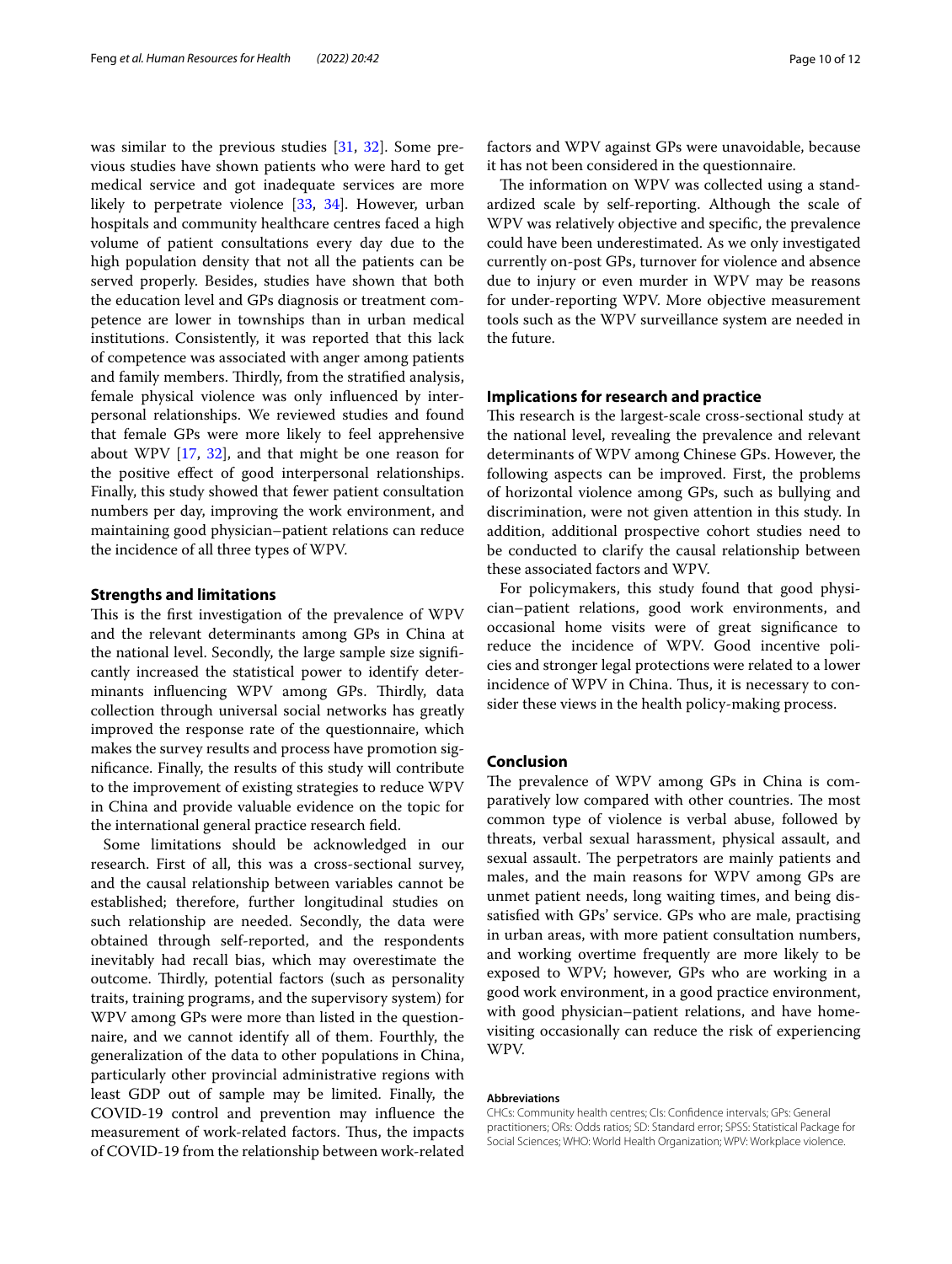was similar to the previous studies [31, 32]. Some previous studies have shown patients who were hard to get medical service and got inadequate services are more likely to perpetrate violence [33, 34]. However, urban hospitals and community healthcare centres faced a high volume of patient consultations every day due to the high population density that not all the patients can be served properly. Besides, studies have shown that both the education level and GPs diagnosis or treatment competence are lower in townships than in urban medical institutions. Consistently, it was reported that this lack of competence was associated with anger among patients and family members. Thirdly, from the stratified analysis, female physical violence was only influenced by interpersonal relationships. We reviewed studies and found that female GPs were more likely to feel apprehensive about WPV [17, 32], and that might be one reason for the positive effect of good interpersonal relationships. Finally, this study showed that fewer patient consultation numbers per day, improving the work environment, and maintaining good physician–patient relations can reduce the incidence of all three types of WPV.

## Strengths and limitations

This is the first investigation of the prevalence of WPV and the relevant determinants among GPs in China at the national level. Secondly, the large sample size significantly increased the statistical power to identify determinants influencing WPV among GPs. Thirdly, data collection through universal social networks has greatly improved the response rate of the questionnaire, which makes the survey results and process have promotion significance. Finally, the results of this study will contribute to the improvement of existing strategies to reduce WPV in China and provide valuable evidence on the topic for the international general practice research field.

Some limitations should be acknowledged in our research. First of all, this was a cross-sectional survey, and the causal relationship between variables cannot be established; therefore, further longitudinal studies on such relationship are needed. Secondly, the data were obtained through self-reported, and the respondents inevitably had recall bias, which may overestimate the outcome. Thirdly, potential factors (such as personality traits, training programs, and the supervisory system) for WPV among GPs were more than listed in the questionnaire, and we cannot identify all of them. Fourthly, the generalization of the data to other populations in China, particularly other provincial administrative regions with least GDP out of sample may be limited. Finally, the COVID-19 control and prevention may influence the measurement of work-related factors. Thus, the impacts of COVID-19 from the relationship between work-related factors and WPV against GPs were unavoidable, because it has not been considered in the questionnaire.

The information on WPV was collected using a standardized scale by self-reporting. Although the scale of WPV was relatively objective and specific, the prevalence could have been underestimated. As we only investigated currently on-post GPs, turnover for violence and absence due to injury or even murder in WPV may be reasons for under-reporting WPV. More objective measurement tools such as the WPV surveillance system are needed in the future.

## Implications for research and practice

This research is the largest-scale cross-sectional study at the national level, revealing the prevalence and relevant determinants of WPV among Chinese GPs. However, the following aspects can be improved. First, the problems of horizontal violence among GPs, such as bullying and discrimination, were not given attention in this study. In addition, additional prospective cohort studies need to be conducted to clarify the causal relationship between these associated factors and WPV.

For policymakers, this study found that good physician–patient relations, good work environments, and occasional home visits were of great significance to reduce the incidence of WPV. Good incentive policies and stronger legal protections were related to a lower incidence of WPV in China. Thus, it is necessary to consider these views in the health policy-making process.

## Conclusion

The prevalence of WPV among GPs in China is comparatively low compared with other countries. The most common type of violence is verbal abuse, followed by threats, verbal sexual harassment, physical assault, and sexual assault. The perpetrators are mainly patients and males, and the main reasons for WPV among GPs are unmet patient needs, long waiting times, and being dissatisfied with GPs' service. GPs who are male, practising in urban areas, with more patient consultation numbers, and working overtime frequently are more likely to be exposed to WPV; however, GPs who are working in a good work environment, in a good practice environment, with good physician–patient relations, and have home-visiting occasionally can reduce the risk of experiencing WPV.

#### Abbreviations

CHCs: Community health centres; CIs: Confidence intervals; GPs: General practitioners; ORs: Odds ratios; SD: Standard error; SPSS: Statistical Package for Social Sciences; WHO: World Health Organization; WPV: Workplace violence.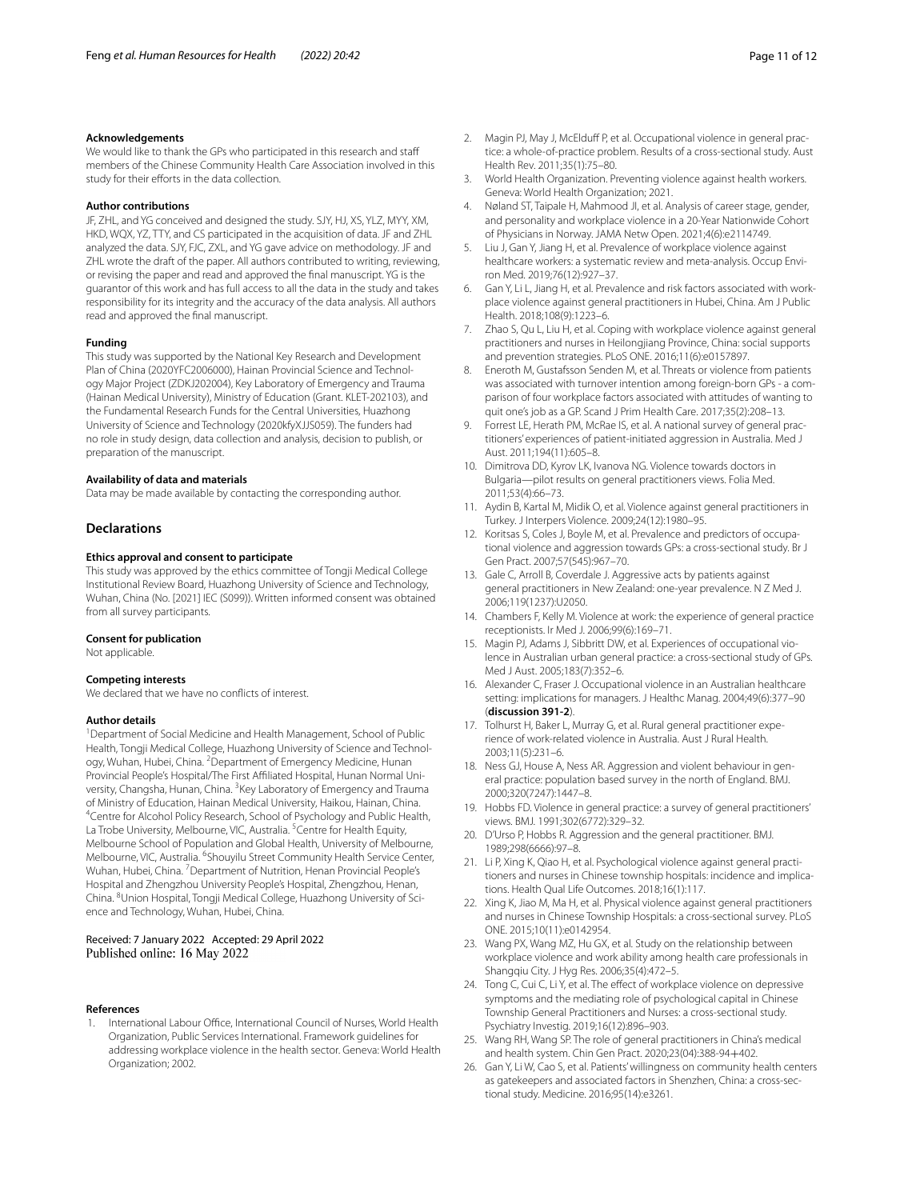### Acknowledgements

We would like to thank the GPs who participated in this research and staff members of the Chinese Community Health Care Association involved in this study for their efforts in the data collection.

### Author contributions

JF, ZHL, and YG conceived and designed the study. SJY, HJ, XS, YLZ, MYY, XM, HKD, WQX, YZ, TTY, and CS participated in the acquisition of data. JF and ZHL analyzed the data. SJY, FJC, ZXL, and YG gave advice on methodology. JF and ZHL wrote the draft of the paper. All authors contributed to writing, reviewing, or revising the paper and read and approved the final manuscript. YG is the guarantor of this work and has full access to all the data in the study and takes responsibility for its integrity and the accuracy of the data analysis. All authors read and approved the final manuscript.

### Funding

This study was supported by the National Key Research and Development Plan of China (2020YFC2006000), Hainan Provincial Science and Technology Major Project (ZDKJ202004), Key Laboratory of Emergency and Trauma (Hainan Medical University), Ministry of Education (Grant. KLET-202103), and the Fundamental Research Funds for the Central Universities, Huazhong University of Science and Technology (2020kfyXJJS059). The funders had no role in study design, data collection and analysis, decision to publish, or preparation of the manuscript.

### Availability of data and materials

Data may be made available by contacting the corresponding author.

## Declarations

### Ethics approval and consent to participate

This study was approved by the ethics committee of Tongji Medical College Institutional Review Board, Huazhong University of Science and Technology, Wuhan, China (No. [2021] IEC (S099)). Written informed consent was obtained from all survey participants.

### Consent for publication

Not applicable.

### Competing interests

We declared that we have no conflicts of interest.

### Author details

[1]Department of Social Medicine and Health Management, School of Public Health, Tongji Medical College, Huazhong University of Science and Technology, Wuhan, Hubei, China. [2]Department of Emergency Medicine, Hunan Provincial People's Hospital/The First Affiliated Hospital, Hunan Normal University, Changsha, Hunan, China. [3]Key Laboratory of Emergency and Trauma of Ministry of Education, Hainan Medical University, Haikou, Hainan, China. [4]Centre for Alcohol Policy Research, School of Psychology and Public Health, La Trobe University, Melbourne, VIC, Australia. [5]Centre for Health Equity, Melbourne School of Population and Global Health, University of Melbourne, Melbourne, VIC, Australia. [6]Shouyilu Street Community Health Service Center, Wuhan, Hubei, China. [7]Department of Nutrition, Henan Provincial People's Hospital and Zhengzhou University People's Hospital, Zhengzhou, Henan, China. [8]Union Hospital, Tongji Medical College, Huazhong University of Science and Technology, Wuhan, Hubei, China.

Received: 7 January 2022 Accepted: 29 April 2022
Published online: 16 May 2022

### References

1. International Labour Office, International Council of Nurses, World Health Organization, Public Services International. Framework guidelines for addressing workplace violence in the health sector. Geneva: World Health Organization; 2002.
2. Magin PJ, May J, McElduff P, et al. Occupational violence in general practice: a whole-of-practice problem. Results of a cross-sectional study. Aust Health Rev. 2011;35(1):75–80.
3. World Health Organization. Preventing violence against health workers. Geneva: World Health Organization; 2021.
4. Nøland ST, Taipale H, Mahmood JI, et al. Analysis of career stage, gender, and personality and workplace violence in a 20-Year Nationwide Cohort of Physicians in Norway. JAMA Netw Open. 2021;4(6):e2114749.
5. Liu J, Gan Y, Jiang H, et al. Prevalence of workplace violence against healthcare workers: a systematic review and meta-analysis. Occup Environ Med. 2019;76(12):927–37.
6. Gan Y, Li L, Jiang H, et al. Prevalence and risk factors associated with workplace violence against general practitioners in Hubei, China. Am J Public Health. 2018;108(9):1223–6.
7. Zhao S, Qu L, Liu H, et al. Coping with workplace violence against general practitioners and nurses in Heilongjiang Province, China: social supports and prevention strategies. PLoS ONE. 2016;11(6):e0157897.
8. Eneroth M, Gustafsson Senden M, et al. Threats or violence from patients was associated with turnover intention among foreign-born GPs - a comparison of four workplace factors associated with attitudes of wanting to quit one's job as a GP. Scand J Prim Health Care. 2017;35(2):208–13.
9. Forrest LE, Herath PM, McRae IS, et al. A national survey of general practitioners' experiences of patient-initiated aggression in Australia. Med J Aust. 2011;194(11):605–8.
10. Dimitrova DD, Kyrov LK, Ivanova NG. Violence towards doctors in Bulgaria—pilot results on general practitioners views. Folia Med. 2011;53(4):66–73.
11. Aydin B, Kartal M, Midik O, et al. Violence against general practitioners in Turkey. J Interpers Violence. 2009;24(12):1980–95.
12. Koritsas S, Coles J, Boyle M, et al. Prevalence and predictors of occupational violence and aggression towards GPs: a cross-sectional study. Br J Gen Pract. 2007;57(545):967–70.
13. Gale C, Arroll B, Coverdale J. Aggressive acts by patients against general practitioners in New Zealand: one-year prevalence. N Z Med J. 2006;119(1237):U2050.
14. Chambers F, Kelly M. Violence at work: the experience of general practice receptionists. Ir Med J. 2006;99(6):169–71.
15. Magin PJ, Adams J, Sibbritt DW, et al. Experiences of occupational violence in Australian urban general practice: a cross-sectional study of GPs. Med J Aust. 2005;183(7):352–6.
16. Alexander C, Fraser J. Occupational violence in an Australian healthcare setting: implications for managers. J Healthc Manag. 2004;49(6):377–90 (**discussion 391-2**).
17. Tolhurst H, Baker L, Murray G, et al. Rural general practitioner experience of work-related violence in Australia. Aust J Rural Health. 2003;11(5):231–6.
18. Ness GJ, House A, Ness AR. Aggression and violent behaviour in general practice: population based survey in the north of England. BMJ. 2000;320(7247):1447–8.
19. Hobbs FD. Violence in general practice: a survey of general practitioners' views. BMJ. 1991;302(6772):329–32.
20. D'Urso P, Hobbs R. Aggression and the general practitioner. BMJ. 1989;298(6666):97–8.
21. Li P, Xing K, Qiao H, et al. Psychological violence against general practitioners and nurses in Chinese township hospitals: incidence and implications. Health Qual Life Outcomes. 2018;16(1):117.
22. Xing K, Jiao M, Ma H, et al. Physical violence against general practitioners and nurses in Chinese Township Hospitals: a cross-sectional survey. PLoS ONE. 2015;10(11):e0142954.
23. Wang PX, Wang MZ, Hu GX, et al. Study on the relationship between workplace violence and work ability among health care professionals in Shangqiu City. J Hyg Res. 2006;35(4):472–5.
24. Tong C, Cui C, Li Y, et al. The effect of workplace violence on depressive symptoms and the mediating role of psychological capital in Chinese Township General Practitioners and Nurses: a cross-sectional study. Psychiatry Investig. 2019;16(12):896–903.
25. Wang RH, Wang SP. The role of general practitioners in China's medical and health system. Chin Gen Pract. 2020;23(04):388-94+402.
26. Gan Y, Li W, Cao S, et al. Patients' willingness on community health centers as gatekeepers and associated factors in Shenzhen, China: a cross-sectional study. Medicine. 2016;95(14):e3261.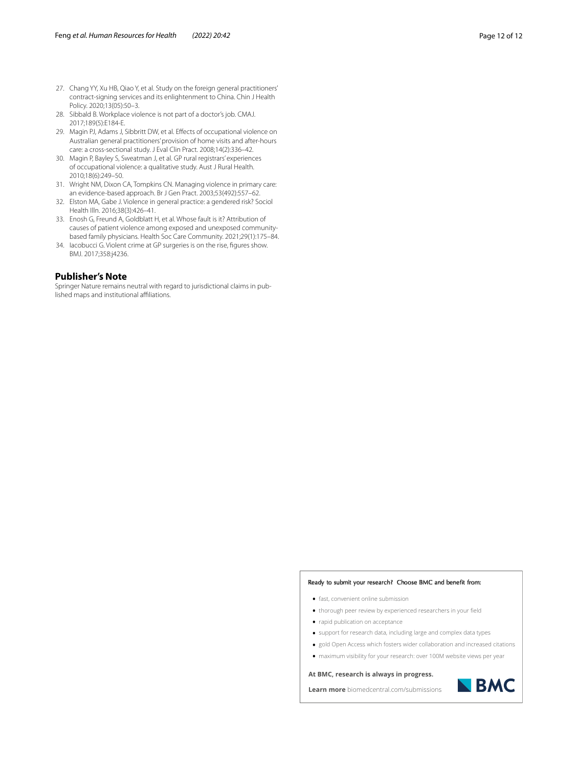27. Chang YY, Xu HB, Qiao Y, et al. Study on the foreign general practitioners' contract-signing services and its enlightenment to China. Chin J Health Policy. 2020;13(05):50–3.
28. Sibbald B. Workplace violence is not part of a doctor's job. CMAJ. 2017;189(5):E184-E.
29. Magin PJ, Adams J, Sibbritt DW, et al. Effects of occupational violence on Australian general practitioners' provision of home visits and after-hours care: a cross-sectional study. J Eval Clin Pract. 2008;14(2):336–42.
30. Magin P, Bayley S, Sweatman J, et al. GP rural registrars' experiences of occupational violence: a qualitative study. Aust J Rural Health. 2010;18(6):249–50.
31. Wright NM, Dixon CA, Tompkins CN. Managing violence in primary care: an evidence-based approach. Br J Gen Pract. 2003;53(492):557–62.
32. Elston MA, Gabe J. Violence in general practice: a gendered risk? Sociol Health Illn. 2016;38(3):426–41.
33. Enosh G, Freund A, Goldblatt H, et al. Whose fault is it? Attribution of causes of patient violence among exposed and unexposed community-based family physicians. Health Soc Care Community. 2021;29(1):175–84.
34. Iacobucci G. Violent crime at GP surgeries is on the rise, figures show. BMJ. 2017;358:j4236.

## Publisher's Note

Springer Nature remains neutral with regard to jurisdictional claims in published maps and institutional affiliations.

Ready to submit your research? Choose BMC and benefit from:

- fast, convenient online submission
- thorough peer review by experienced researchers in your field
- rapid publication on acceptance
- support for research data, including large and complex data types
- gold Open Access which fosters wider collaboration and increased citations
- maximum visibility for your research: over 100M website views per year

**At BMC, research is always in progress.**

**Learn more** biomedcentral.com/submissions

BMC